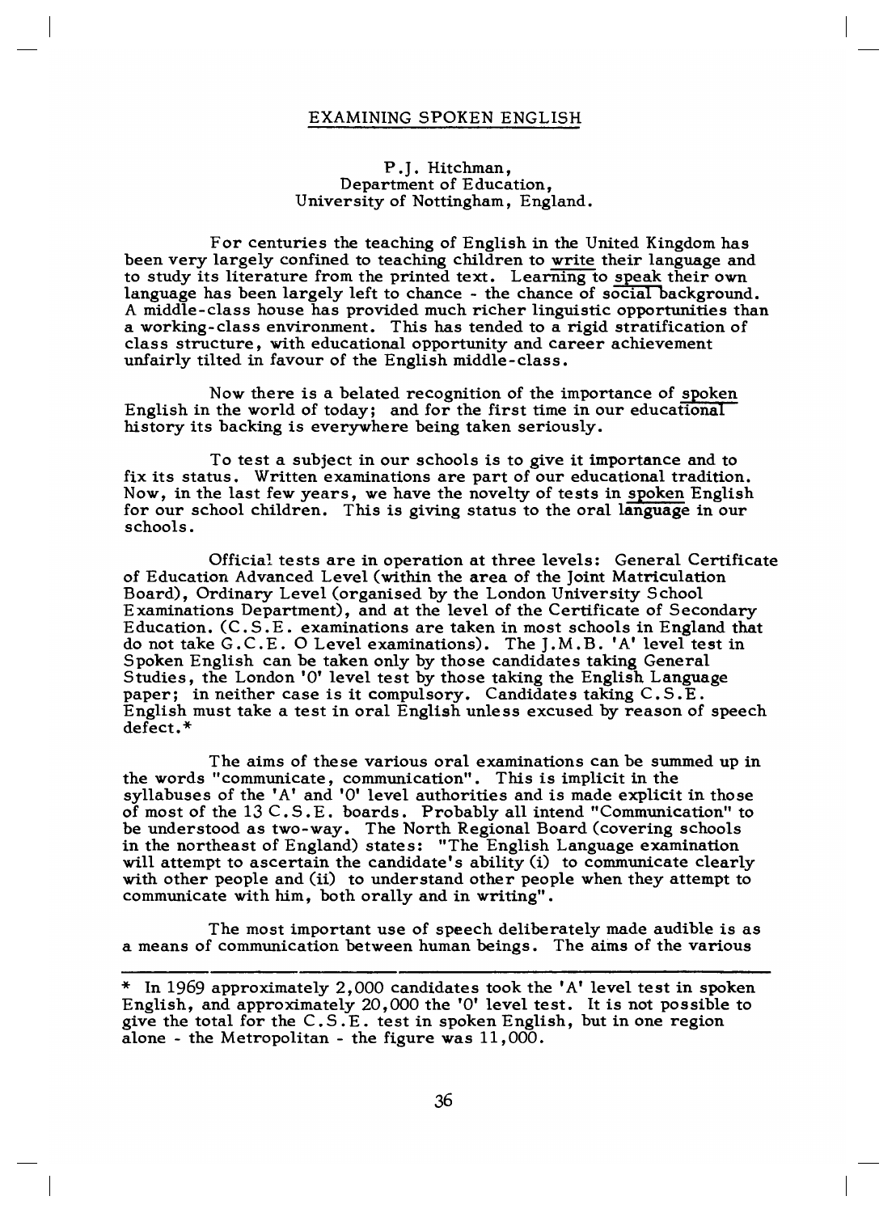# EXAMINING SPOKEN ENGLISH

P.J. Hitchman,
Department of Education,
University of Nottingham, England.

For centuries the teaching of English in the United Kingdom has been very largely confined to teaching children to write their language and to study its literature from the printed text. Learning to speak their own language has been largely left to chance - the chance of social background. A middle-class house has provided much richer linguistic opportunities than a working-class environment. This has tended to a rigid stratification of class structure, with educational opportunity and career achievement unfairly tilted in favour of the English middle-class.

Now there is a belated recognition of the importance of spoken English in the world of today; and for the first time in our educational history its backing is everywhere being taken seriously.

To test a subject in our schools is to give it importance and to fix its status. Written examinations are part of our educational tradition. Now, in the last few years, we have the novelty of tests in spoken English for our school children. This is giving status to the oral language in our schools.

Official tests are in operation at three levels: General Certificate of Education Advanced Level (within the area of the Joint Matriculation Board), Ordinary Level (organised by the London University School Examinations Department), and at the level of the Certificate of Secondary Education. (C.S.E. examinations are taken in most schools in England that do not take G.C.E. O Level examinations). The J.M.B. 'A' level test in Spoken English can be taken only by those candidates taking General Studies, the London 'O' level test by those taking the English Language paper; in neither case is it compulsory. Candidates taking C.S.E. English must take a test in oral English unless excused by reason of speech defect.*

The aims of these various oral examinations can be summed up in the words "communicate, communication". This is implicit in the syllabuses of the 'A' and 'O' level authorities and is made explicit in those of most of the 13 C.S.E. boards. Probably all intend "Communication" to be understood as two-way. The North Regional Board (covering schools in the northeast of England) states: "The English Language examination will attempt to ascertain the candidate's ability (i) to communicate clearly with other people and (ii) to understand other people when they attempt to communicate with him, both orally and in writing".

The most important use of speech deliberately made audible is as a means of communication between human beings. The aims of the various

---

* In 1969 approximately 2,000 candidates took the 'A' level test in spoken English, and approximately 20,000 the 'O' level test. It is not possible to give the total for the C.S.E. test in spoken English, but in one region alone - the Metropolitan - the figure was 11,000.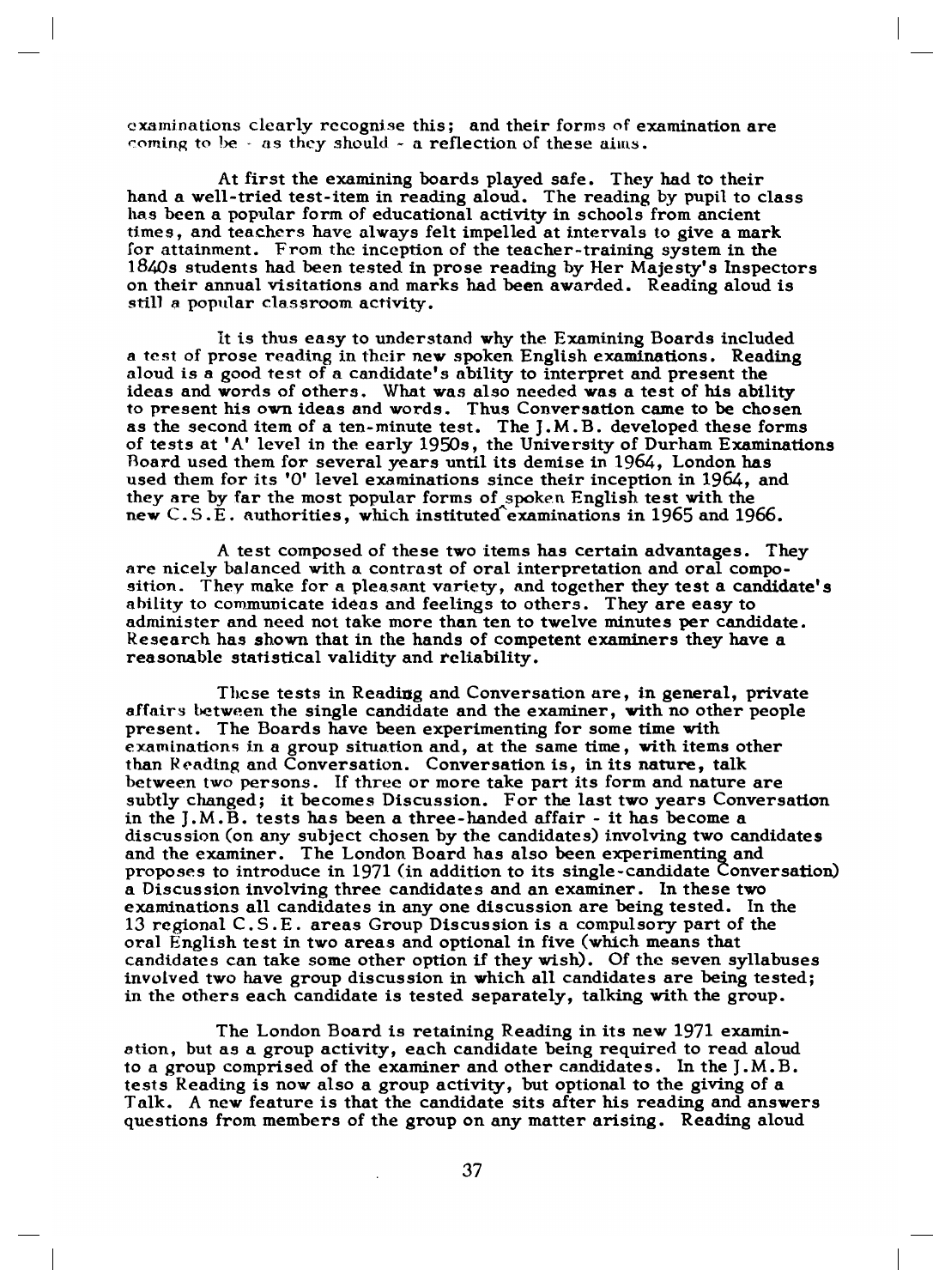examinations clearly recognise this; and their forms of examination are coming to be - as they should - a reflection of these aims.

At first the examining boards played safe. They had to their hand a well-tried test-item in reading aloud. The reading by pupil to class has been a popular form of educational activity in schools from ancient times, and teachers have always felt impelled at intervals to give a mark for attainment. From the inception of the teacher-training system in the 1840s students had been tested in prose reading by Her Majesty's Inspectors on their annual visitations and marks had been awarded. Reading aloud is still a popular classroom activity.

It is thus easy to understand why the Examining Boards included a test of prose reading in their new spoken English examinations. Reading aloud is a good test of a candidate's ability to interpret and present the ideas and words of others. What was also needed was a test of his ability to present his own ideas and words. Thus Conversation came to be chosen as the second item of a ten-minute test. The J.M.B. developed these forms of tests at 'A' level in the early 1950s, the University of Durham Examinations Board used them for several years until its demise in 1964, London has used them for its 'O' level examinations since their inception in 1964, and they are by far the most popular forms of spoken English test with the new C.S.E. authorities, which instituted examinations in 1965 and 1966.

A test composed of these two items has certain advantages. They are nicely balanced with a contrast of oral interpretation and oral composition. They make for a pleasant variety, and together they test a candidate's ability to communicate ideas and feelings to others. They are easy to administer and need not take more than ten to twelve minutes per candidate. Research has shown that in the hands of competent examiners they have a reasonable statistical validity and reliability.

These tests in Reading and Conversation are, in general, private affairs between the single candidate and the examiner, with no other people present. The Boards have been experimenting for some time with examinations in a group situation and, at the same time, with items other than Reading and Conversation. Conversation is, in its nature, talk between two persons. If three or more take part its form and nature are subtly changed; it becomes Discussion. For the last two years Conversation in the J.M.B. tests has been a three-handed affair - it has become a discussion (on any subject chosen by the candidates) involving two candidates and the examiner. The London Board has also been experimenting and proposes to introduce in 1971 (in addition to its single-candidate Conversation) a Discussion involving three candidates and an examiner. In these two examinations all candidates in any one discussion are being tested. In the 13 regional C.S.E. areas Group Discussion is a compulsory part of the oral English test in two areas and optional in five (which means that candidates can take some other option if they wish). Of the seven syllabuses involved two have group discussion in which all candidates are being tested; in the others each candidate is tested separately, talking with the group.

The London Board is retaining Reading in its new 1971 examination, but as a group activity, each candidate being required to read aloud to a group comprised of the examiner and other candidates. In the J.M.B. tests Reading is now also a group activity, but optional to the giving of a Talk. A new feature is that the candidate sits after his reading and answers questions from members of the group on any matter arising. Reading aloud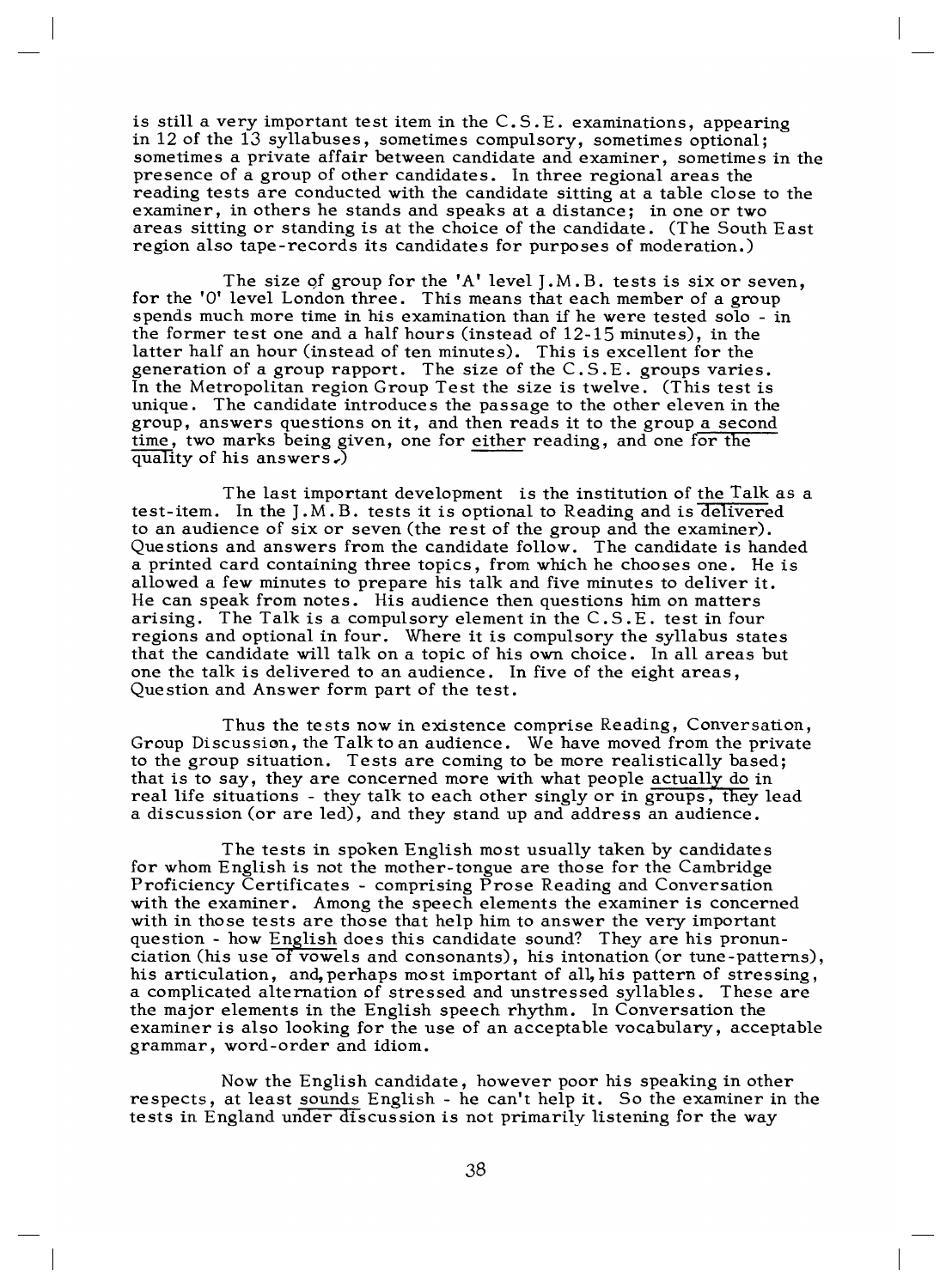is still a very important test item in the C.S.E. examinations, appearing in 12 of the 13 syllabuses, sometimes compulsory, sometimes optional; sometimes a private affair between candidate and examiner, sometimes in the presence of a group of other candidates. In three regional areas the reading tests are conducted with the candidate sitting at a table close to the examiner, in others he stands and speaks at a distance; in one or two areas sitting or standing is at the choice of the candidate. (The South East region also tape-records its candidates for purposes of moderation.)

The size of group for the 'A' level J.M.B. tests is six or seven, for the 'O' level London three. This means that each member of a group spends much more time in his examination than if he were tested solo - in the former test one and a half hours (instead of 12-15 minutes), in the latter half an hour (instead of ten minutes). This is excellent for the generation of a group rapport. The size of the C.S.E. groups varies. In the Metropolitan region Group Test the size is twelve. (This test is unique. The candidate introduces the passage to the other eleven in the group, answers questions on it, and then reads it to the group <u>a second time</u>, two marks being given, one for <u>either</u> reading, and one <u>for the quality</u> of his answers.)

The last important development is the institution of <u>the Talk</u> as a test-item. In the J.M.B. tests it is optional to Reading and is <u>delivered</u> to an audience of six or seven (the rest of the group and the examiner). Questions and answers from the candidate follow. The candidate is handed a printed card containing three topics, from which he chooses one. He is allowed a few minutes to prepare his talk and five minutes to deliver it. He can speak from notes. His audience then questions him on matters arising. The Talk is a compulsory element in the C.S.E. test in four regions and optional in four. Where it is compulsory the syllabus states that the candidate will talk on a topic of his own choice. In all areas but one the talk is delivered to an audience. In five of the eight areas, Question and Answer form part of the test.

Thus the tests now in existence comprise Reading, Conversation, Group Discussion, the Talk to an audience. We have moved from the private to the group situation. Tests are coming to be more realistically based; that is to say, they are concerned more with what people <u>actually do</u> in real life situations - they talk to each other singly or in <u>groups, they</u> lead a discussion (or are led), and they stand up and address an audience.

The tests in spoken English most usually taken by candidates for whom English is not the mother-tongue are those for the Cambridge Proficiency Certificates - comprising Prose Reading and Conversation with the examiner. Among the speech elements the examiner is concerned with in those tests are those that help him to answer the very important question - how <u>English</u> does this candidate sound? They are his pronunciation (his use <u>of vowels</u> and consonants), his intonation (or tune-patterns), his articulation, and, perhaps most important of all, his pattern of stressing, a complicated alternation of stressed and unstressed syllables. These are the major elements in the English speech rhythm. In Conversation the examiner is also looking for the use of an acceptable vocabulary, acceptable grammar, word-order and idiom.

Now the English candidate, however poor his speaking in other respects, at least <u>sounds</u> English - he can't help it. So the examiner in the tests in England <u>under discussion</u> is not primarily listening for the way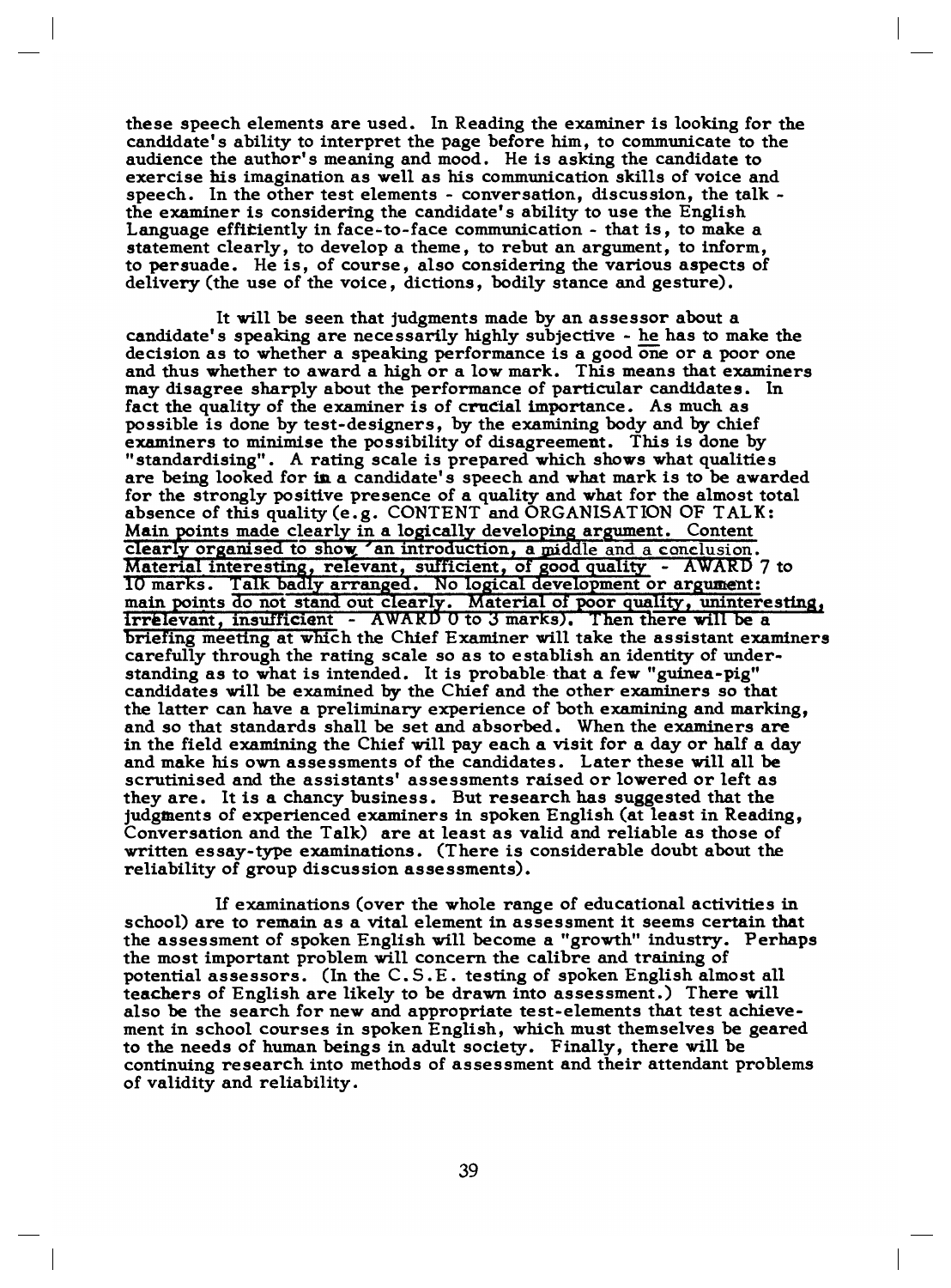these speech elements are used. In Reading the examiner is looking for the candidate's ability to interpret the page before him, to communicate to the audience the author's meaning and mood. He is asking the candidate to exercise his imagination as well as his communication skills of voice and speech. In the other test elements - conversation, discussion, the talk - the examiner is considering the candidate's ability to use the English Language efficiently in face-to-face communication - that is, to make a statement clearly, to develop a theme, to rebut an argument, to inform, to persuade. He is, of course, also considering the various aspects of delivery (the use of the voice, dictions, bodily stance and gesture).

It will be seen that judgments made by an assessor about a candidate's speaking are necessarily highly subjective - he has to make the decision as to whether a speaking performance is a good one or a poor one and thus whether to award a high or a low mark. This means that examiners may disagree sharply about the performance of particular candidates. In fact the quality of the examiner is of crucial importance. As much as possible is done by test-designers, by the examining body and by chief examiners to minimise the possibility of disagreement. This is done by "standardising". A rating scale is prepared which shows what qualities are being looked for in a candidate's speech and what mark is to be awarded for the strongly positive presence of a quality and what for the almost total absence of this quality (e.g. CONTENT and ORGANISATION OF TALK: Main points made clearly in a logically developing argument. Content clearly organised to show an introduction, a middle and a conclusion. Material interesting, relevant, sufficient, of good quality - AWARD 7 to 10 marks. Talk badly arranged. No logical development or argument: main points do not stand out clearly. Material of poor quality, uninteresting, irrelevant, insufficient - AWARD 0 to 3 marks). Then there will be a briefing meeting at which the Chief Examiner will take the assistant examiners carefully through the rating scale so as to establish an identity of understanding as to what is intended. It is probable a few "guinea-pig" candidates will be examined by the Chief and the other examiners so that the latter can have a preliminary experience of both examining and marking, and so that standards shall be set and absorbed. When the examiners are in the field examining the Chief will pay each a visit for a day or half a day and make his own assessments of the candidates. Later these will all be scrutinised and the assistants' assessments raised or lowered or left as they are. It is a chancy business. But research has suggested that the judgments of experienced examiners in spoken English (at least in Reading, Conversation and the Talk) are at least as valid and reliable as those of written essay-type examinations. (There is considerable doubt about the reliability of group discussion assessments).

If examinations (over the whole range of educational activities in school) are to remain as a vital element in assessment it seems certain that the assessment of spoken English will become a "growth" industry. Perhaps the most important problem will concern the calibre and training of potential assessors. (In the C.S.E. testing of spoken English almost all teachers of English are likely to be drawn into assessment.) There will also be the search for new and appropriate test-elements that test achievement in school courses in spoken English, which must themselves be geared to the needs of human beings in adult society. Finally, there will be continuing research into methods of assessment and their attendant problems of validity and reliability.